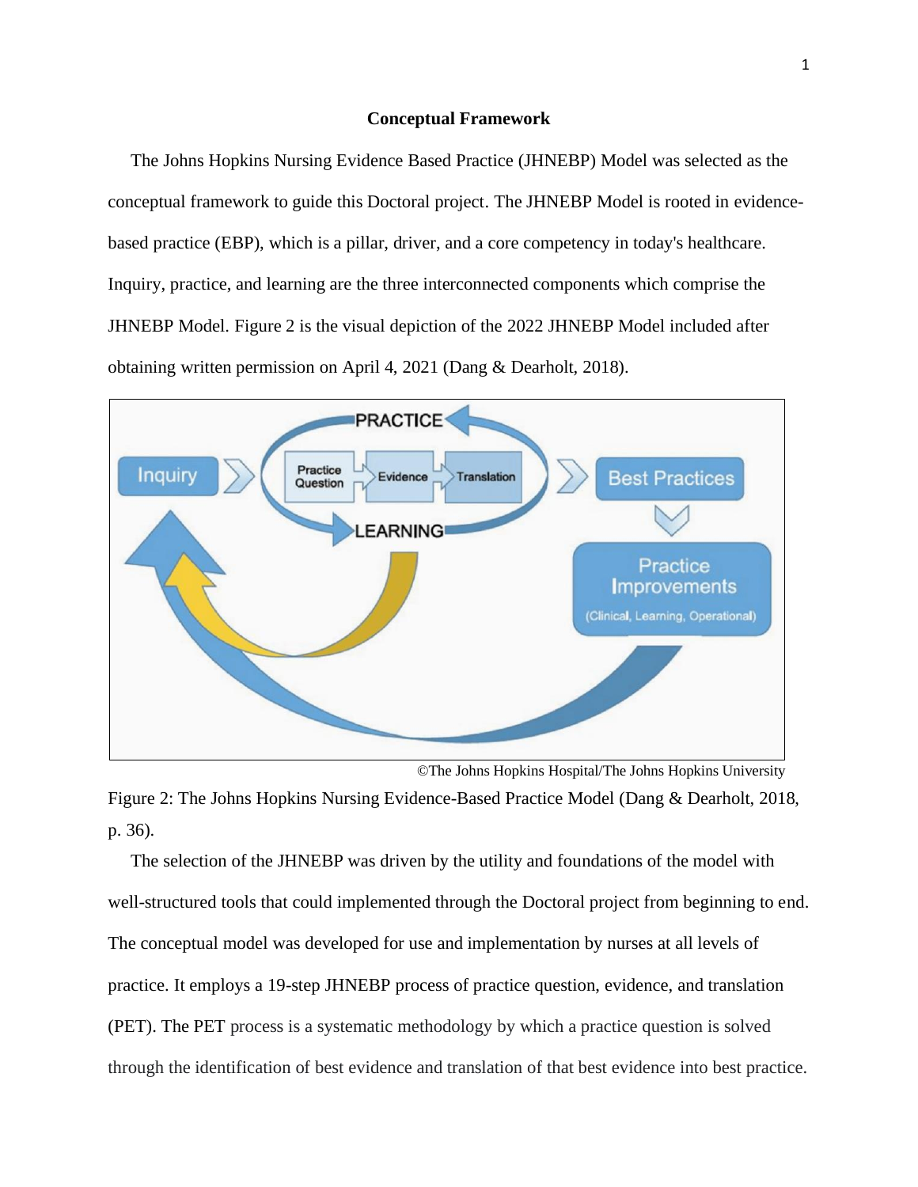# Conceptual Framework

The Johns Hopkins Nursing Evidence Based Practice (JHNEBP) Model was selected as the conceptual framework to guide this Doctoral project. The JHNEBP Model is rooted in evidence-based practice (EBP), which is a pillar, driver, and a core competency in today's healthcare. Inquiry, practice, and learning are the three interconnected components which comprise the JHNEBP Model. Figure 2 is the visual depiction of the 2022 JHNEBP Model included after obtaining written permission on April 4, 2021 (Dang & Dearholt, 2018).

©The Johns Hopkins Hospital/The Johns Hopkins University

Figure 2: The Johns Hopkins Nursing Evidence-Based Practice Model (Dang & Dearholt, 2018, p. 36).

The selection of the JHNEBP was driven by the utility and foundations of the model with well-structured tools that could implemented through the Doctoral project from beginning to end. The conceptual model was developed for use and implementation by nurses at all levels of practice. It employs a 19-step JHNEBP process of practice question, evidence, and translation (PET). The PET process is a systematic methodology by which a practice question is solved through the identification of best evidence and translation of that best evidence into best practice.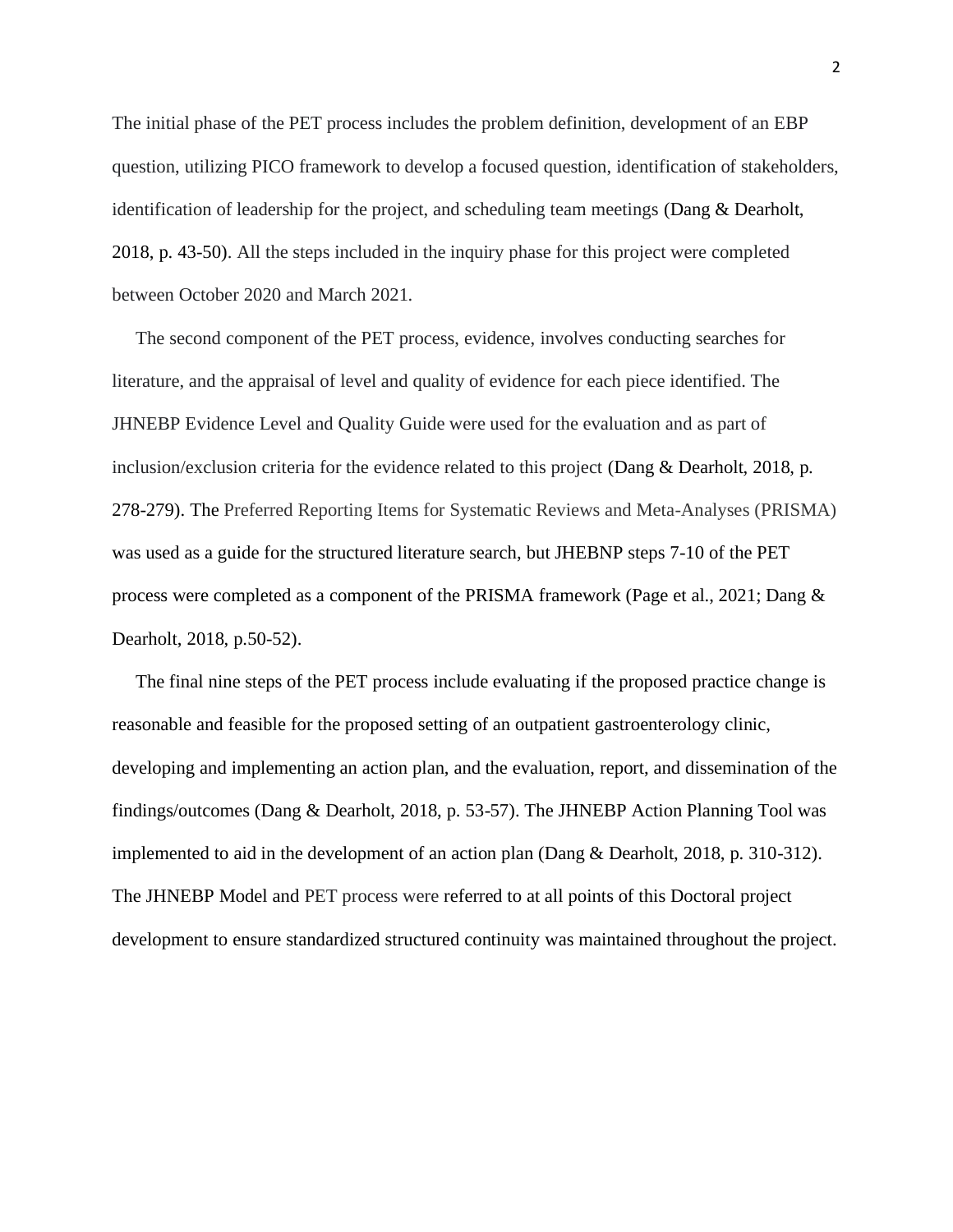The initial phase of the PET process includes the problem definition, development of an EBP question, utilizing PICO framework to develop a focused question, identification of stakeholders, identification of leadership for the project, and scheduling team meetings (Dang & Dearholt, 2018, p. 43-50). All the steps included in the inquiry phase for this project were completed between October 2020 and March 2021.

The second component of the PET process, evidence, involves conducting searches for literature, and the appraisal of level and quality of evidence for each piece identified. The JHNEBP Evidence Level and Quality Guide were used for the evaluation and as part of inclusion/exclusion criteria for the evidence related to this project (Dang & Dearholt, 2018, p. 278-279). The Preferred Reporting Items for Systematic Reviews and Meta-Analyses (PRISMA) was used as a guide for the structured literature search, but JHEBNP steps 7-10 of the PET process were completed as a component of the PRISMA framework (Page et al., 2021; Dang & Dearholt, 2018, p.50-52).

The final nine steps of the PET process include evaluating if the proposed practice change is reasonable and feasible for the proposed setting of an outpatient gastroenterology clinic, developing and implementing an action plan, and the evaluation, report, and dissemination of the findings/outcomes (Dang & Dearholt, 2018, p. 53-57). The JHNEBP Action Planning Tool was implemented to aid in the development of an action plan (Dang & Dearholt, 2018, p. 310-312). The JHNEBP Model and PET process were referred to at all points of this Doctoral project development to ensure standardized structured continuity was maintained throughout the project.